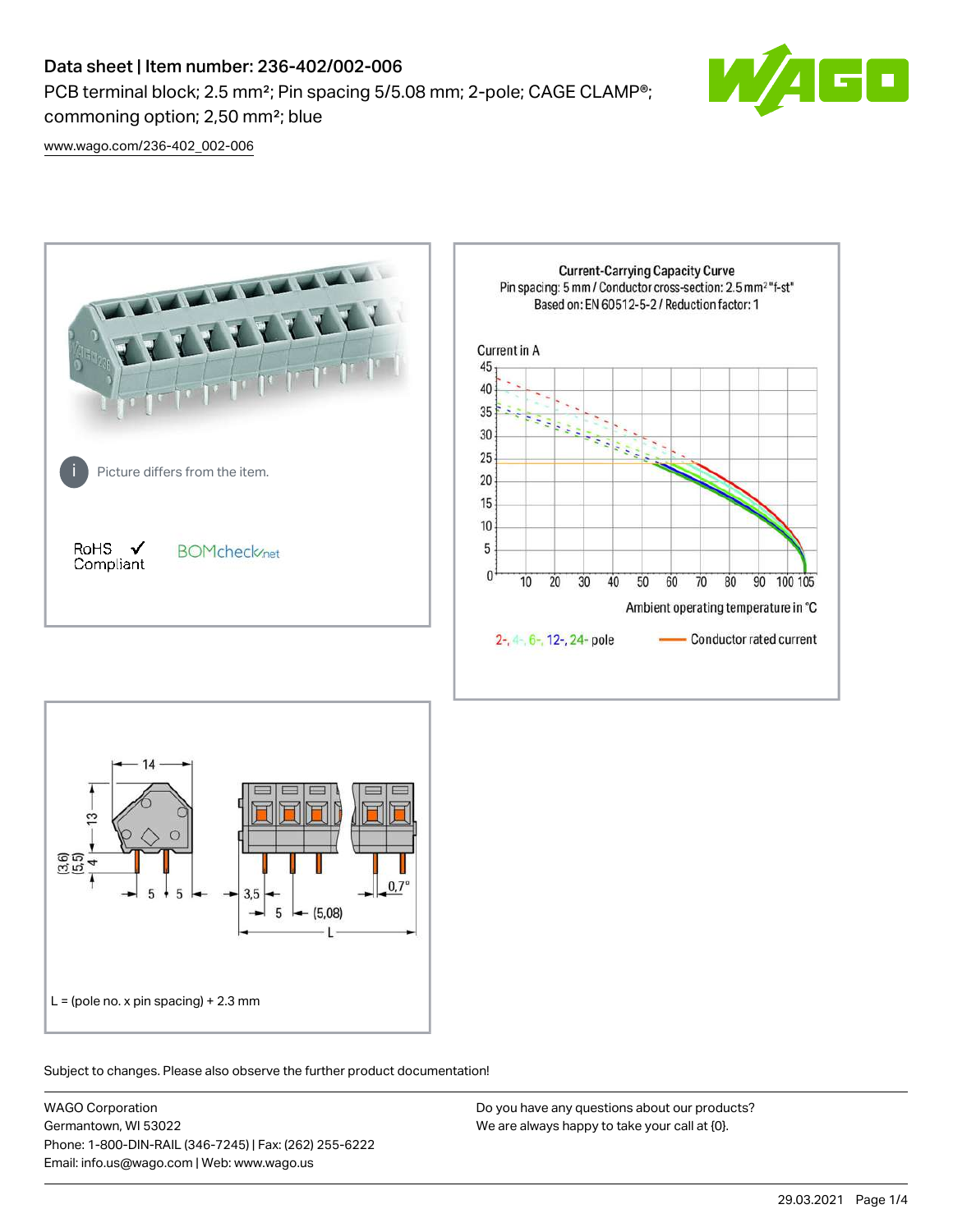# Data sheet | Item number: 236-402/002-006

PCB terminal block; 2.5 mm²; Pin spacing 5/5.08 mm; 2-pole; CAGE CLAMP®; commoning option; 2,50 mm²; blue

www.wago.com/236-402_002-006

Picture differs from the item.

RoHS ✓ Compliant

BOMcheck.net

**Current-Carrying Capacity Curve**

Pin spacing: 5 mm / Conductor cross-section: 2.5 mm² "f-st"

Based on: EN 60512-5-2 / Reduction factor: 1

Current in A

Ambient operating temperature in °C

2-, 4-, 6-, 12-, 24- pole

Conductor rated current

L = (pole no. x pin spacing) + 2.3 mm

Subject to changes. Please also observe the further product documentation!

WAGO Corporation
Germantown, WI 53022
Phone: 1-800-DIN-RAIL (346-7245) | Fax: (262) 255-6222
Email: info.us@wago.com | Web: www.wago.us

Do you have any questions about our products?
We are always happy to take your call at {0}.

29.03.2021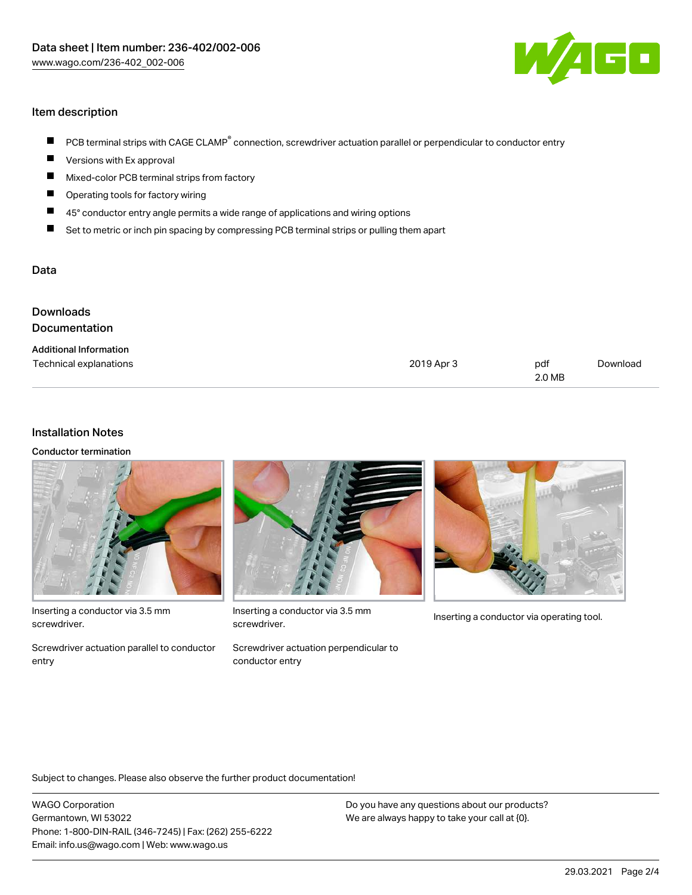## Item description

- PCB terminal strips with CAGE CLAMP® connection, screwdriver actuation parallel or perpendicular to conductor entry
- Versions with Ex approval
- Mixed-color PCB terminal strips from factory
- Operating tools for factory wiring
- 45° conductor entry angle permits a wide range of applications and wiring options
- Set to metric or inch pin spacing by compressing PCB terminal strips or pulling them apart

## Data

## Downloads

## Documentation

**Additional Information**

| Technical explanations | 2019 Apr 3 | pdf 2.0 MB | Download |
|---|---|---|---|

## Installation Notes

**Conductor termination**

Inserting a conductor via 3.5 mm screwdriver.

Screwdriver actuation parallel to conductor entry

Inserting a conductor via 3.5 mm screwdriver.

Screwdriver actuation perpendicular to conductor entry

Inserting a conductor via operating tool.

Subject to changes. Please also observe the further product documentation!

WAGO Corporation
Germantown, WI 53022
Phone: 1-800-DIN-RAIL (346-7245) | Fax: (262) 255-6222
Email: info.us@wago.com | Web: www.wago.us

Do you have any questions about our products?
We are always happy to take your call at {0}.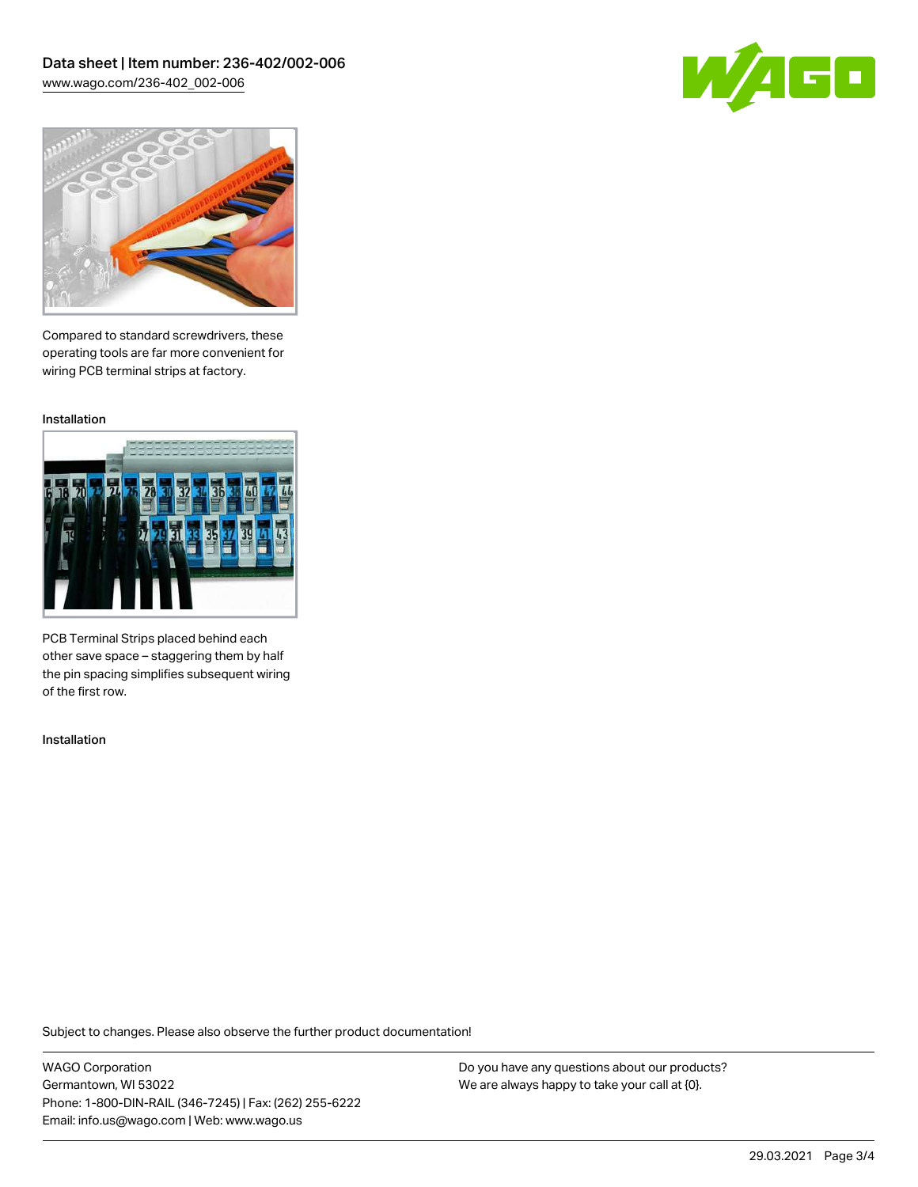Compared to standard screwdrivers, these operating tools are far more convenient for wiring PCB terminal strips at factory.

Installation

PCB Terminal Strips placed behind each other save space – staggering them by half the pin spacing simplifies subsequent wiring of the first row.

Installation

Subject to changes. Please also observe the further product documentation!

WAGO Corporation
Germantown, WI 53022
Phone: 1-800-DIN-RAIL (346-7245) | Fax: (262) 255-6222
Email: info.us@wago.com | Web: www.wago.us

Do you have any questions about our products?
We are always happy to take your call at {0}.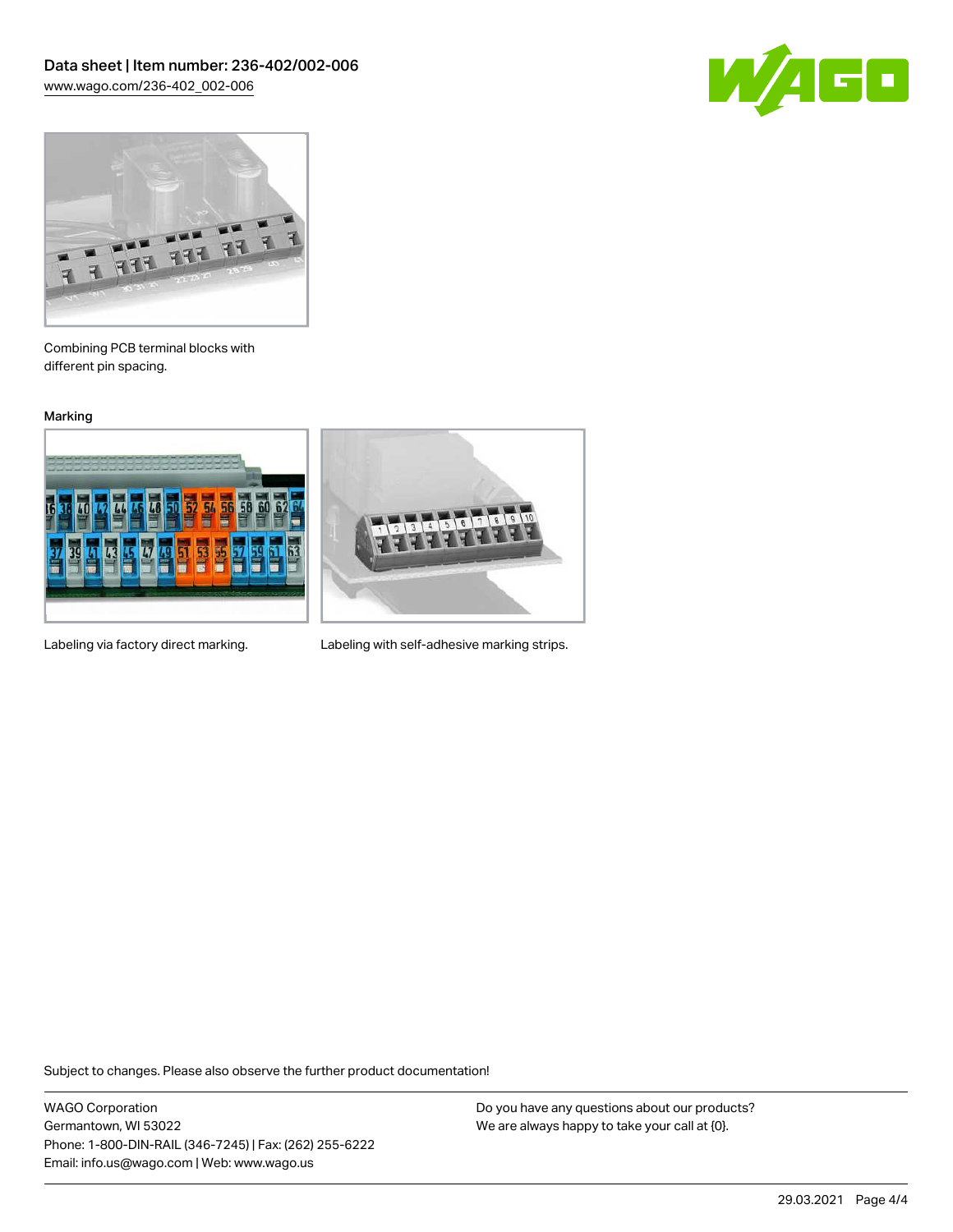Combining PCB terminal blocks with different pin spacing.

## Marking

Labeling via factory direct marking.

Labeling with self-adhesive marking strips.

Subject to changes. Please also observe the further product documentation!

WAGO Corporation
Germantown, WI 53022
Phone: 1-800-DIN-RAIL (346-7245) | Fax: (262) 255-6222
Email: info.us@wago.com | Web: www.wago.us

Do you have any questions about our products?
We are always happy to take your call at {0}.